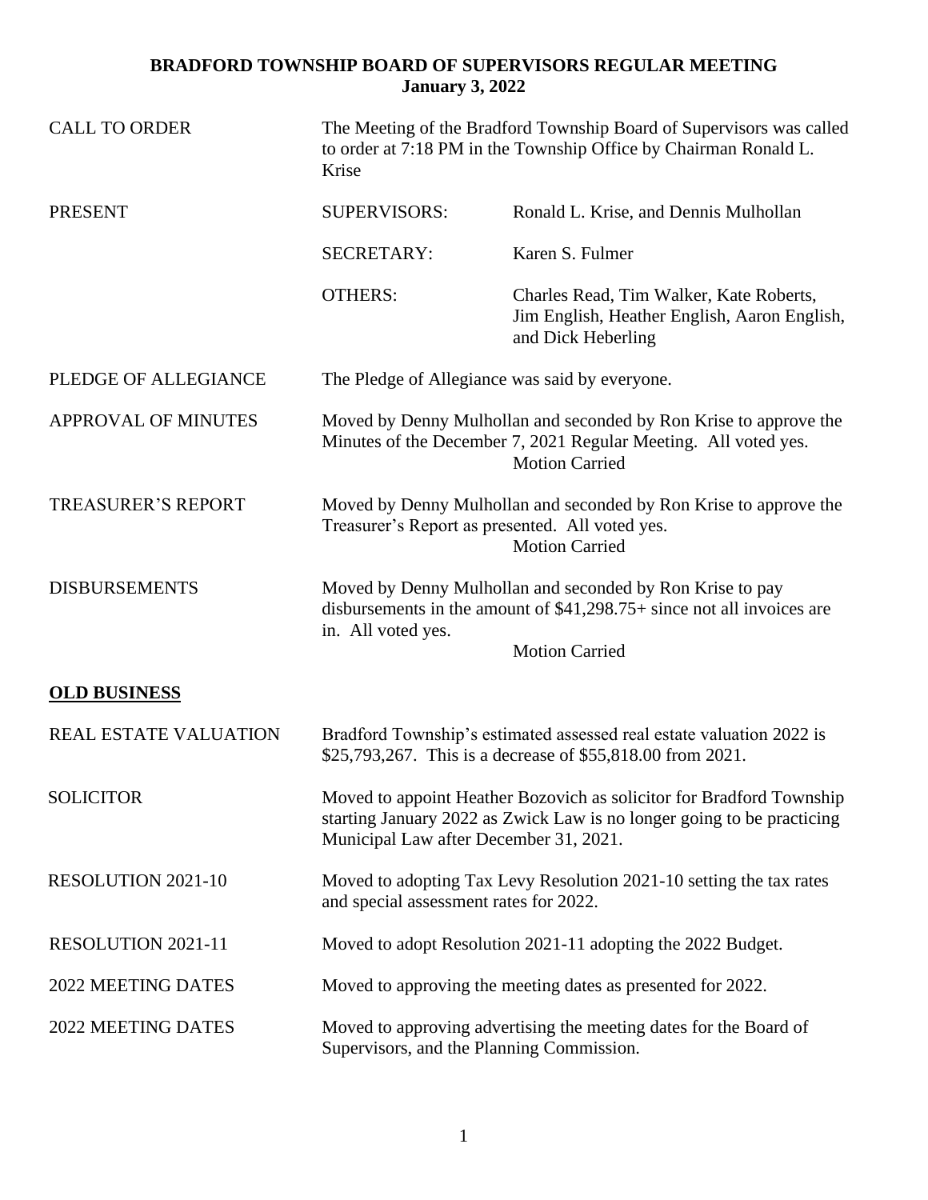# BRADFORD TOWNSHIP BOARD OF SUPERVISORS REGULAR MEETING
## January 3, 2022

CALL TO ORDER — The Meeting of the Bradford Township Board of Supervisors was called to order at 7:18 PM in the Township Office by Chairman Ronald L. Krise

PRESENT

| | | |
|---|---|---|
| | SUPERVISORS: | Ronald L. Krise, and Dennis Mulhollan |
| | SECRETARY: | Karen S. Fulmer |
| | OTHERS: | Charles Read, Tim Walker, Kate Roberts, Jim English, Heather English, Aaron English, and Dick Heberling |

PLEDGE OF ALLEGIANCE — The Pledge of Allegiance was said by everyone.

APPROVAL OF MINUTES — Moved by Denny Mulhollan and seconded by Ron Krise to approve the Minutes of the December 7, 2021 Regular Meeting. All voted yes.
Motion Carried

TREASURER'S REPORT — Moved by Denny Mulhollan and seconded by Ron Krise to approve the Treasurer's Report as presented. All voted yes.
Motion Carried

DISBURSEMENTS — Moved by Denny Mulhollan and seconded by Ron Krise to pay disbursements in the amount of $41,298.75+ since not all invoices are in. All voted yes.
Motion Carried

**OLD BUSINESS**

REAL ESTATE VALUATION — Bradford Township's estimated assessed real estate valuation 2022 is $25,793,267. This is a decrease of $55,818.00 from 2021.

SOLICITOR — Moved to appoint Heather Bozovich as solicitor for Bradford Township starting January 2022 as Zwick Law is no longer going to be practicing Municipal Law after December 31, 2021.

RESOLUTION 2021-10 — Moved to adopting Tax Levy Resolution 2021-10 setting the tax rates and special assessment rates for 2022.

RESOLUTION 2021-11 — Moved to adopt Resolution 2021-11 adopting the 2022 Budget.

2022 MEETING DATES — Moved to approving the meeting dates as presented for 2022.

2022 MEETING DATES — Moved to approving advertising the meeting dates for the Board of Supervisors, and the Planning Commission.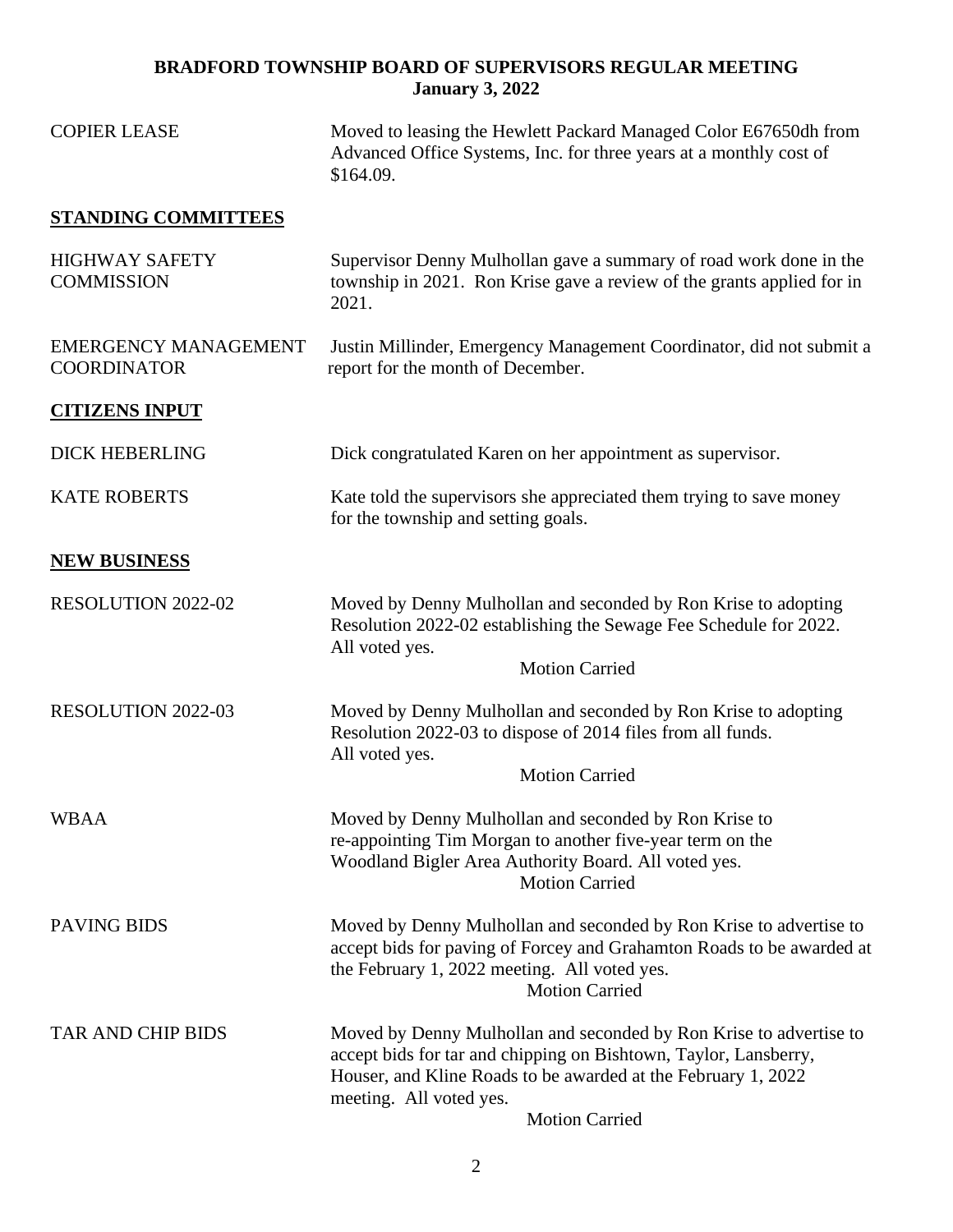# BRADFORD TOWNSHIP BOARD OF SUPERVISORS REGULAR MEETING
## January 3, 2022

COPIER LEASE — Moved to leasing the Hewlett Packard Managed Color E67650dh from Advanced Office Systems, Inc. for three years at a monthly cost of $164.09.

## STANDING COMMITTEES

HIGHWAY SAFETY COMMISSION — Supervisor Denny Mulhollan gave a summary of road work done in the township in 2021. Ron Krise gave a review of the grants applied for in 2021.

EMERGENCY MANAGEMENT COORDINATOR — Justin Millinder, Emergency Management Coordinator, did not submit a report for the month of December.

## CITIZENS INPUT

DICK HEBERLING — Dick congratulated Karen on her appointment as supervisor.

KATE ROBERTS — Kate told the supervisors she appreciated them trying to save money for the township and setting goals.

## NEW BUSINESS

RESOLUTION 2022-02 — Moved by Denny Mulhollan and seconded by Ron Krise to adopting Resolution 2022-02 establishing the Sewage Fee Schedule for 2022. All voted yes.

Motion Carried

RESOLUTION 2022-03 — Moved by Denny Mulhollan and seconded by Ron Krise to adopting Resolution 2022-03 to dispose of 2014 files from all funds. All voted yes.

Motion Carried

WBAA — Moved by Denny Mulhollan and seconded by Ron Krise to re-appointing Tim Morgan to another five-year term on the Woodland Bigler Area Authority Board. All voted yes.

Motion Carried

PAVING BIDS — Moved by Denny Mulhollan and seconded by Ron Krise to advertise to accept bids for paving of Forcey and Grahamton Roads to be awarded at the February 1, 2022 meeting. All voted yes.

Motion Carried

TAR AND CHIP BIDS — Moved by Denny Mulhollan and seconded by Ron Krise to advertise to accept bids for tar and chipping on Bishtown, Taylor, Lansberry, Houser, and Kline Roads to be awarded at the February 1, 2022 meeting. All voted yes.

Motion Carried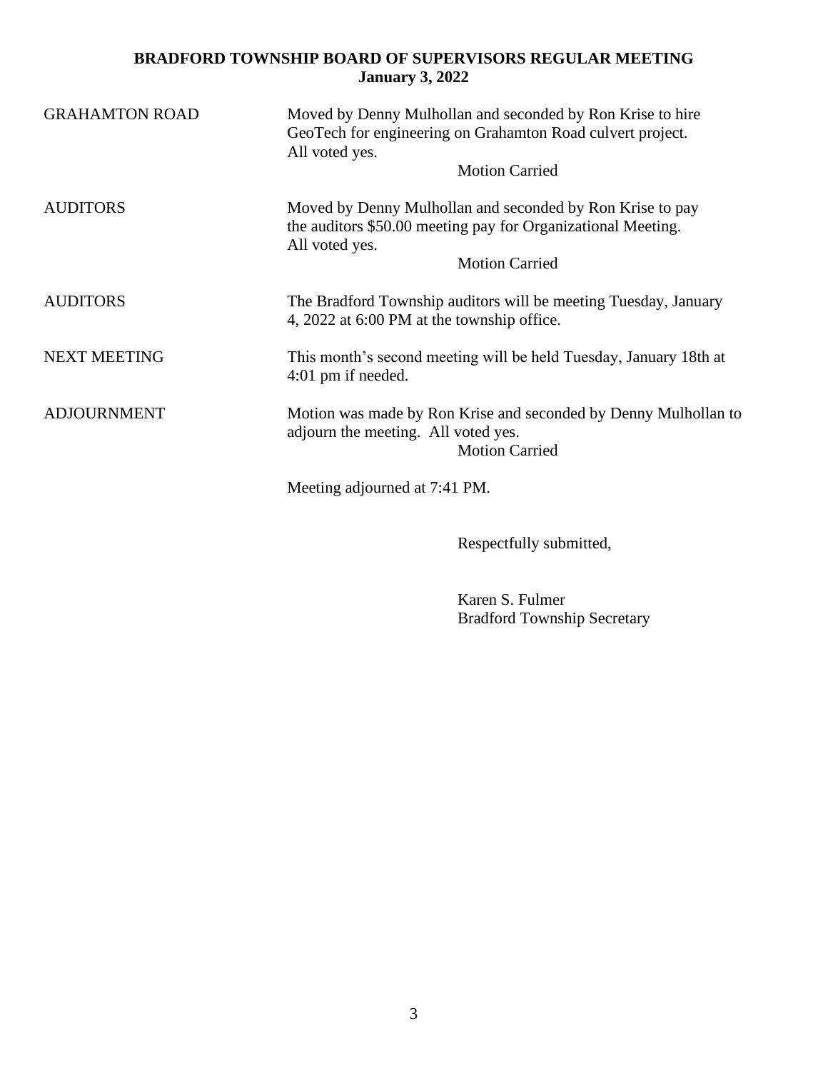**BRADFORD TOWNSHIP BOARD OF SUPERVISORS REGULAR MEETING**
**January 3, 2022**

GRAHAMTON ROAD

Moved by Denny Mulhollan and seconded by Ron Krise to hire GeoTech for engineering on Grahamton Road culvert project. All voted yes.
Motion Carried

AUDITORS

Moved by Denny Mulhollan and seconded by Ron Krise to pay the auditors $50.00 meeting pay for Organizational Meeting. All voted yes.
Motion Carried

AUDITORS

The Bradford Township auditors will be meeting Tuesday, January 4, 2022 at 6:00 PM at the township office.

NEXT MEETING

This month's second meeting will be held Tuesday, January 18th at 4:01 pm if needed.

ADJOURNMENT

Motion was made by Ron Krise and seconded by Denny Mulhollan to adjourn the meeting. All voted yes.
Motion Carried

Meeting adjourned at 7:41 PM.

Respectfully submitted,

Karen S. Fulmer
Bradford Township Secretary